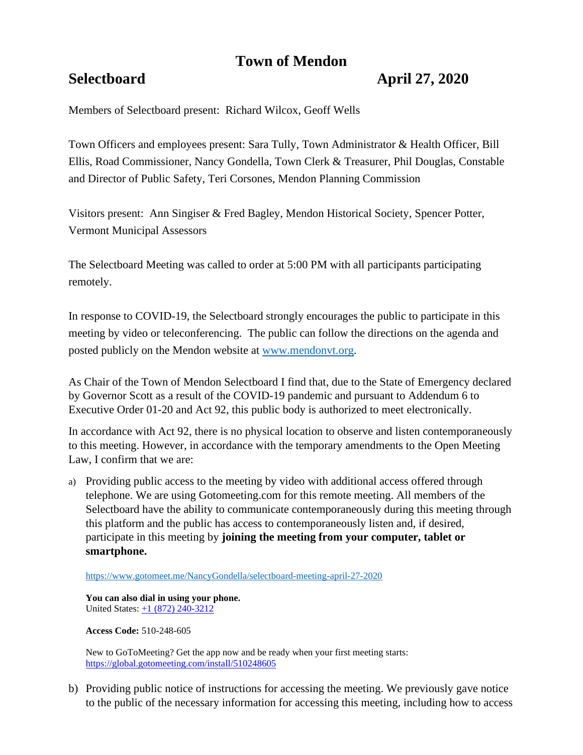# Town of Mendon

## Selectboard                                                    April 27, 2020

Members of Selectboard present: Richard Wilcox, Geoff Wells

Town Officers and employees present: Sara Tully, Town Administrator & Health Officer, Bill Ellis, Road Commissioner, Nancy Gondella, Town Clerk & Treasurer, Phil Douglas, Constable and Director of Public Safety, Teri Corsones, Mendon Planning Commission

Visitors present: Ann Singiser & Fred Bagley, Mendon Historical Society, Spencer Potter, Vermont Municipal Assessors

The Selectboard Meeting was called to order at 5:00 PM with all participants participating remotely.

In response to COVID-19, the Selectboard strongly encourages the public to participate in this meeting by video or teleconferencing. The public can follow the directions on the agenda and posted publicly on the Mendon website at www.mendonvt.org.

As Chair of the Town of Mendon Selectboard I find that, due to the State of Emergency declared by Governor Scott as a result of the COVID-19 pandemic and pursuant to Addendum 6 to Executive Order 01-20 and Act 92, this public body is authorized to meet electronically.

In accordance with Act 92, there is no physical location to observe and listen contemporaneously to this meeting. However, in accordance with the temporary amendments to the Open Meeting Law, I confirm that we are:

a) Providing public access to the meeting by video with additional access offered through telephone. We are using Gotomeeting.com for this remote meeting. All members of the Selectboard have the ability to communicate contemporaneously during this meeting through this platform and the public has access to contemporaneously listen and, if desired, participate in this meeting by **joining the meeting from your computer, tablet or smartphone.**

   https://www.gotomeet.me/NancyGondella/selectboard-meeting-april-27-2020

   **You can also dial in using your phone.**
   United States: +1 (872) 240-3212

   **Access Code:** 510-248-605

   New to GoToMeeting? Get the app now and be ready when your first meeting starts:
   https://global.gotomeeting.com/install/510248605

b) Providing public notice of instructions for accessing the meeting. We previously gave notice to the public of the necessary information for accessing this meeting, including how to access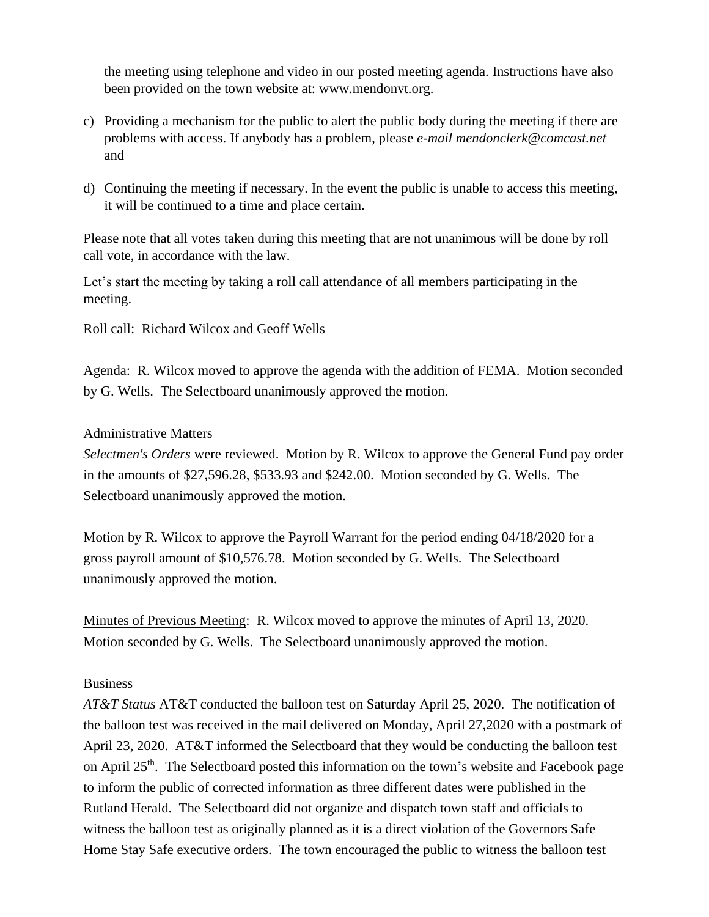the meeting using telephone and video in our posted meeting agenda. Instructions have also been provided on the town website at: www.mendonvt.org.

c) Providing a mechanism for the public to alert the public body during the meeting if there are problems with access. If anybody has a problem, please *e-mail mendonclerk@comcast.net* and

d) Continuing the meeting if necessary. In the event the public is unable to access this meeting, it will be continued to a time and place certain.

Please note that all votes taken during this meeting that are not unanimous will be done by roll call vote, in accordance with the law.

Let's start the meeting by taking a roll call attendance of all members participating in the meeting.

Roll call: Richard Wilcox and Geoff Wells

Agenda: R. Wilcox moved to approve the agenda with the addition of FEMA. Motion seconded by G. Wells. The Selectboard unanimously approved the motion.

Administrative Matters

*Selectmen's Orders* were reviewed. Motion by R. Wilcox to approve the General Fund pay order in the amounts of $27,596.28, $533.93 and $242.00. Motion seconded by G. Wells. The Selectboard unanimously approved the motion.

Motion by R. Wilcox to approve the Payroll Warrant for the period ending 04/18/2020 for a gross payroll amount of $10,576.78. Motion seconded by G. Wells. The Selectboard unanimously approved the motion.

Minutes of Previous Meeting: R. Wilcox moved to approve the minutes of April 13, 2020. Motion seconded by G. Wells. The Selectboard unanimously approved the motion.

Business

*AT&T Status* AT&T conducted the balloon test on Saturday April 25, 2020. The notification of the balloon test was received in the mail delivered on Monday, April 27,2020 with a postmark of April 23, 2020. AT&T informed the Selectboard that they would be conducting the balloon test on April 25th. The Selectboard posted this information on the town's website and Facebook page to inform the public of corrected information as three different dates were published in the Rutland Herald. The Selectboard did not organize and dispatch town staff and officials to witness the balloon test as originally planned as it is a direct violation of the Governors Safe Home Stay Safe executive orders. The town encouraged the public to witness the balloon test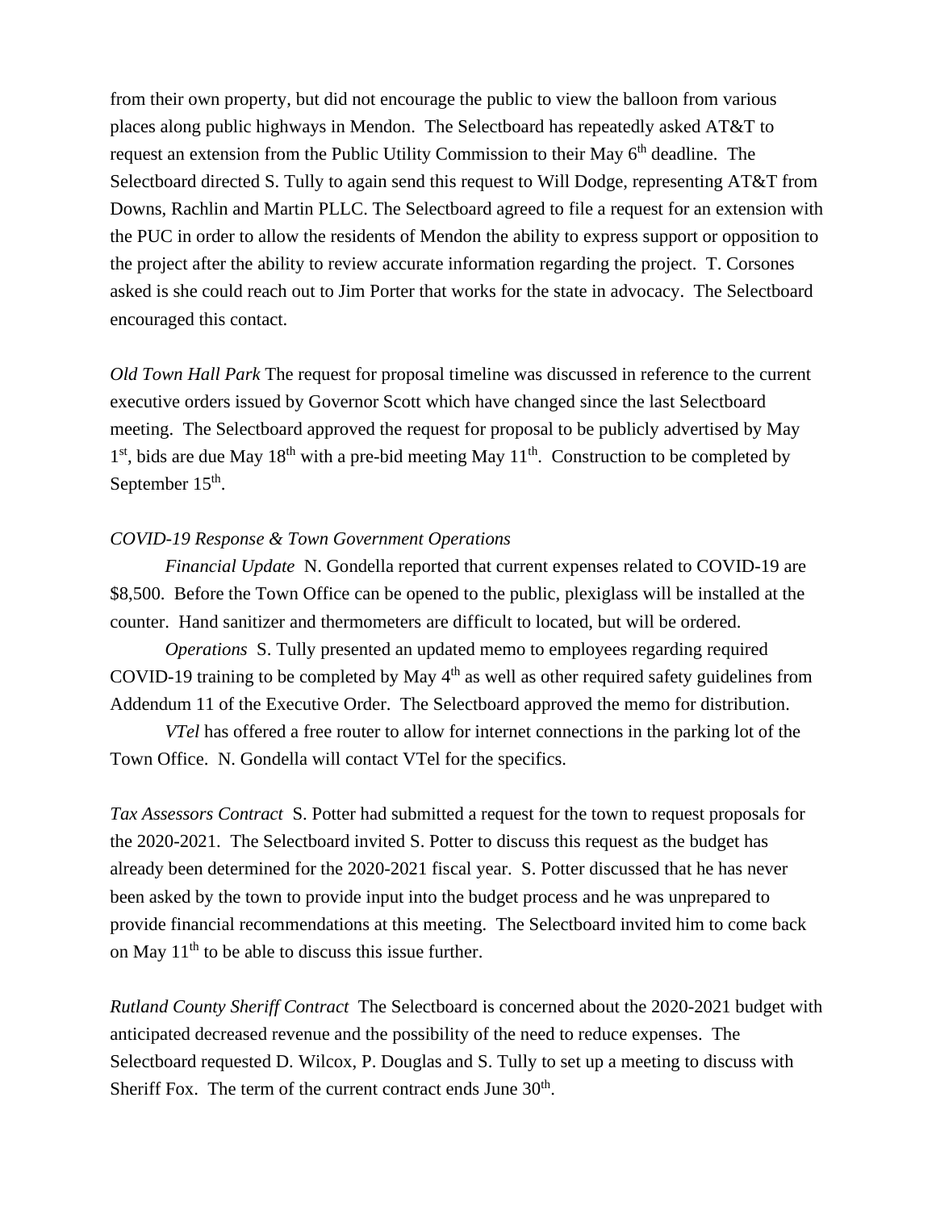from their own property, but did not encourage the public to view the balloon from various places along public highways in Mendon. The Selectboard has repeatedly asked AT&T to request an extension from the Public Utility Commission to their May 6th deadline. The Selectboard directed S. Tully to again send this request to Will Dodge, representing AT&T from Downs, Rachlin and Martin PLLC. The Selectboard agreed to file a request for an extension with the PUC in order to allow the residents of Mendon the ability to express support or opposition to the project after the ability to review accurate information regarding the project. T. Corsones asked is she could reach out to Jim Porter that works for the state in advocacy. The Selectboard encouraged this contact.

*Old Town Hall Park* The request for proposal timeline was discussed in reference to the current executive orders issued by Governor Scott which have changed since the last Selectboard meeting. The Selectboard approved the request for proposal to be publicly advertised by May 1st, bids are due May 18th with a pre-bid meeting May 11th. Construction to be completed by September 15th.

*COVID-19 Response & Town Government Operations*

*Financial Update* N. Gondella reported that current expenses related to COVID-19 are $8,500. Before the Town Office can be opened to the public, plexiglass will be installed at the counter. Hand sanitizer and thermometers are difficult to located, but will be ordered.

*Operations* S. Tully presented an updated memo to employees regarding required COVID-19 training to be completed by May 4th as well as other required safety guidelines from Addendum 11 of the Executive Order. The Selectboard approved the memo for distribution.

*VTel* has offered a free router to allow for internet connections in the parking lot of the Town Office. N. Gondella will contact VTel for the specifics.

*Tax Assessors Contract* S. Potter had submitted a request for the town to request proposals for the 2020-2021. The Selectboard invited S. Potter to discuss this request as the budget has already been determined for the 2020-2021 fiscal year. S. Potter discussed that he has never been asked by the town to provide input into the budget process and he was unprepared to provide financial recommendations at this meeting. The Selectboard invited him to come back on May 11th to be able to discuss this issue further.

*Rutland County Sheriff Contract* The Selectboard is concerned about the 2020-2021 budget with anticipated decreased revenue and the possibility of the need to reduce expenses. The Selectboard requested D. Wilcox, P. Douglas and S. Tully to set up a meeting to discuss with Sheriff Fox. The term of the current contract ends June 30th.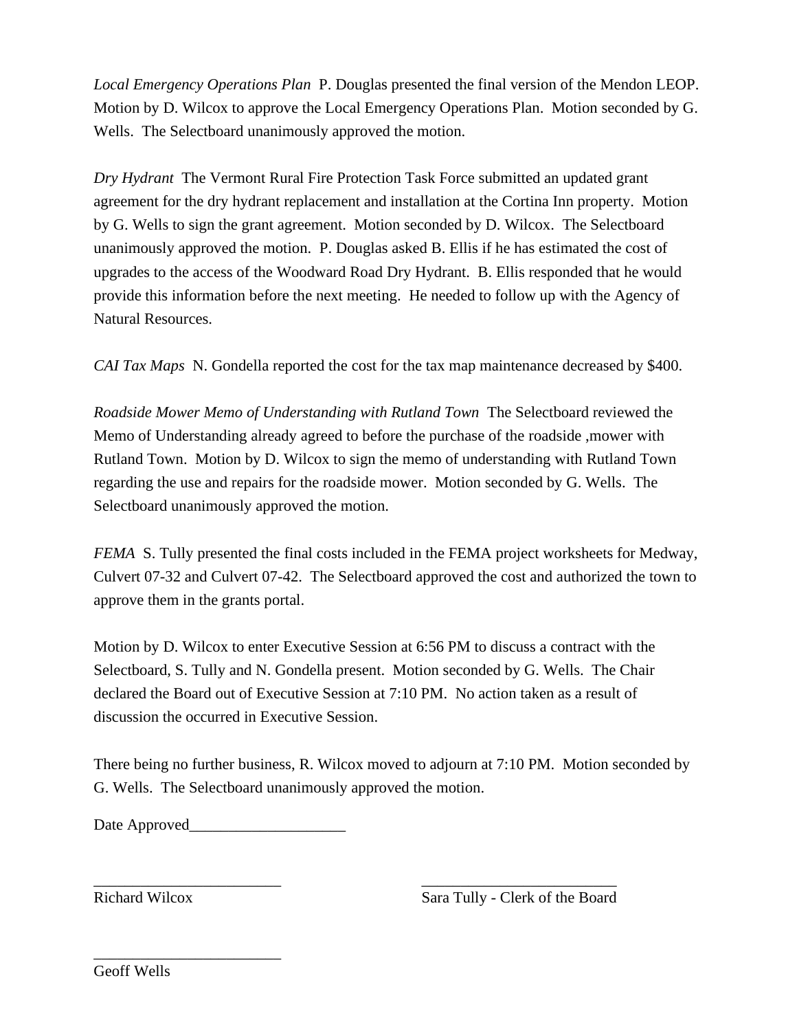*Local Emergency Operations Plan* P. Douglas presented the final version of the Mendon LEOP. Motion by D. Wilcox to approve the Local Emergency Operations Plan. Motion seconded by G. Wells. The Selectboard unanimously approved the motion.

*Dry Hydrant* The Vermont Rural Fire Protection Task Force submitted an updated grant agreement for the dry hydrant replacement and installation at the Cortina Inn property. Motion by G. Wells to sign the grant agreement. Motion seconded by D. Wilcox. The Selectboard unanimously approved the motion. P. Douglas asked B. Ellis if he has estimated the cost of upgrades to the access of the Woodward Road Dry Hydrant. B. Ellis responded that he would provide this information before the next meeting. He needed to follow up with the Agency of Natural Resources.

*CAI Tax Maps* N. Gondella reported the cost for the tax map maintenance decreased by $400.

*Roadside Mower Memo of Understanding with Rutland Town* The Selectboard reviewed the Memo of Understanding already agreed to before the purchase of the roadside ,mower with Rutland Town. Motion by D. Wilcox to sign the memo of understanding with Rutland Town regarding the use and repairs for the roadside mower. Motion seconded by G. Wells. The Selectboard unanimously approved the motion.

*FEMA* S. Tully presented the final costs included in the FEMA project worksheets for Medway, Culvert 07-32 and Culvert 07-42. The Selectboard approved the cost and authorized the town to approve them in the grants portal.

Motion by D. Wilcox to enter Executive Session at 6:56 PM to discuss a contract with the Selectboard, S. Tully and N. Gondella present. Motion seconded by G. Wells. The Chair declared the Board out of Executive Session at 7:10 PM. No action taken as a result of discussion the occurred in Executive Session.

There being no further business, R. Wilcox moved to adjourn at 7:10 PM. Motion seconded by G. Wells. The Selectboard unanimously approved the motion.

Date Approved____________________

________________________
Richard Wilcox

________________________
Sara Tully - Clerk of the Board

________________________
Geoff Wells